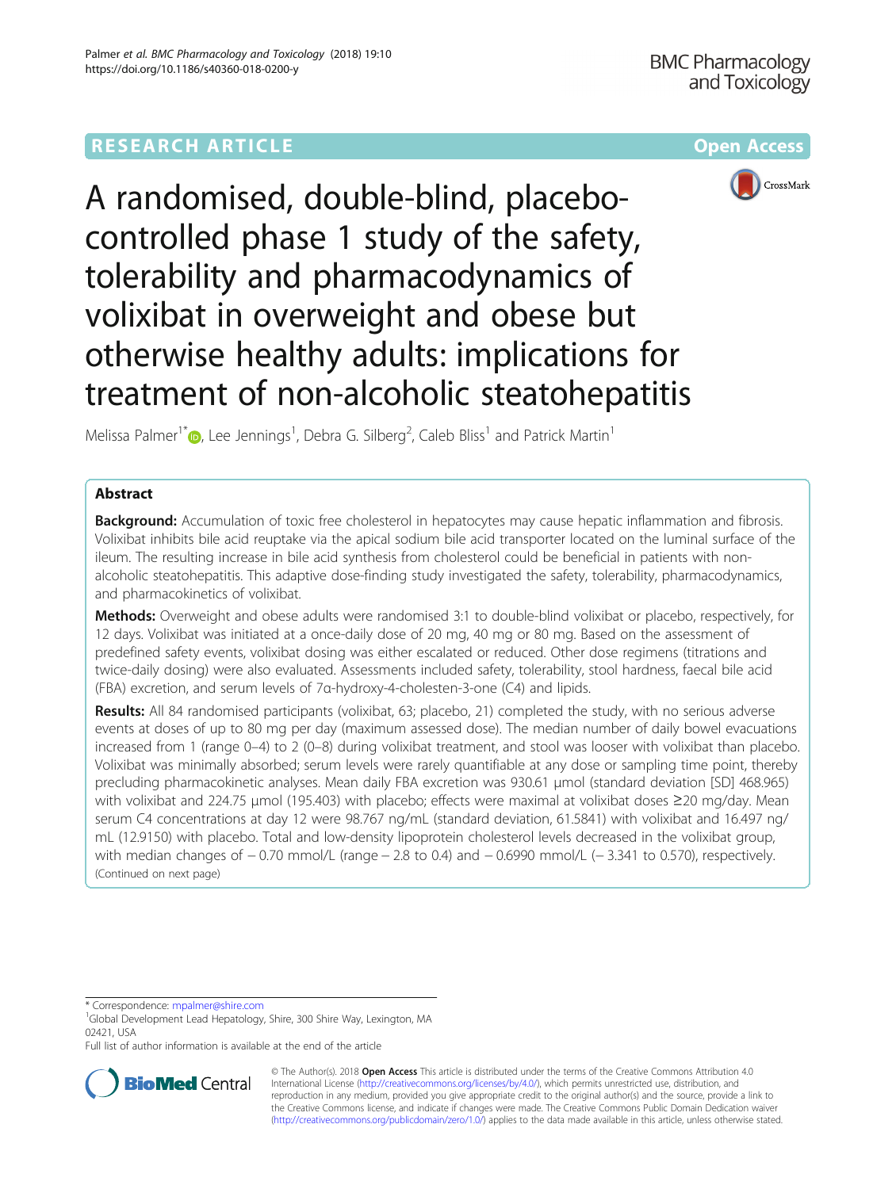# A randomised, double-blind, placebo-controlled phase 1 study of the safety, tolerability and pharmacodynamics of volixibat in overweight and obese but otherwise healthy adults: implications for treatment of non-alcoholic steatohepatitis

Melissa Palmer[1*], Lee Jennings[1], Debra G. Silberg[2], Caleb Bliss[1] and Patrick Martin[1]

## Abstract

**Background:** Accumulation of toxic free cholesterol in hepatocytes may cause hepatic inflammation and fibrosis. Volixibat inhibits bile acid reuptake via the apical sodium bile acid transporter located on the luminal surface of the ileum. The resulting increase in bile acid synthesis from cholesterol could be beneficial in patients with non-alcoholic steatohepatitis. This adaptive dose-finding study investigated the safety, tolerability, pharmacodynamics, and pharmacokinetics of volixibat.

**Methods:** Overweight and obese adults were randomised 3:1 to double-blind volixibat or placebo, respectively, for 12 days. Volixibat was initiated at a once-daily dose of 20 mg, 40 mg or 80 mg. Based on the assessment of predefined safety events, volixibat dosing was either escalated or reduced. Other dose regimens (titrations and twice-daily dosing) were also evaluated. Assessments included safety, tolerability, stool hardness, faecal bile acid (FBA) excretion, and serum levels of 7α-hydroxy-4-cholesten-3-one (C4) and lipids.

**Results:** All 84 randomised participants (volixibat, 63; placebo, 21) completed the study, with no serious adverse events at doses of up to 80 mg per day (maximum assessed dose). The median number of daily bowel evacuations increased from 1 (range 0–4) to 2 (0–8) during volixibat treatment, and stool was looser with volixibat than placebo. Volixibat was minimally absorbed; serum levels were rarely quantifiable at any dose or sampling time point, thereby precluding pharmacokinetic analyses. Mean daily FBA excretion was 930.61 μmol (standard deviation [SD] 468.965) with volixibat and 224.75 μmol (195.403) with placebo; effects were maximal at volixibat doses ≥20 mg/day. Mean serum C4 concentrations at day 12 were 98.767 ng/mL (standard deviation, 61.5841) with volixibat and 16.497 ng/mL (12.9150) with placebo. Total and low-density lipoprotein cholesterol levels decreased in the volixibat group, with median changes of − 0.70 mmol/L (range − 2.8 to 0.4) and − 0.6990 mmol/L (− 3.341 to 0.570), respectively.

(Continued on next page)

* Correspondence: mpalmer@shire.com

[1]Global Development Lead Hepatology, Shire, 300 Shire Way, Lexington, MA 02421, USA

Full list of author information is available at the end of the article

© The Author(s). 2018 **Open Access** This article is distributed under the terms of the Creative Commons Attribution 4.0 International License (http://creativecommons.org/licenses/by/4.0/), which permits unrestricted use, distribution, and reproduction in any medium, provided you give appropriate credit to the original author(s) and the source, provide a link to the Creative Commons license, and indicate if changes were made. The Creative Commons Public Domain Dedication waiver (http://creativecommons.org/publicdomain/zero/1.0/) applies to the data made available in this article, unless otherwise stated.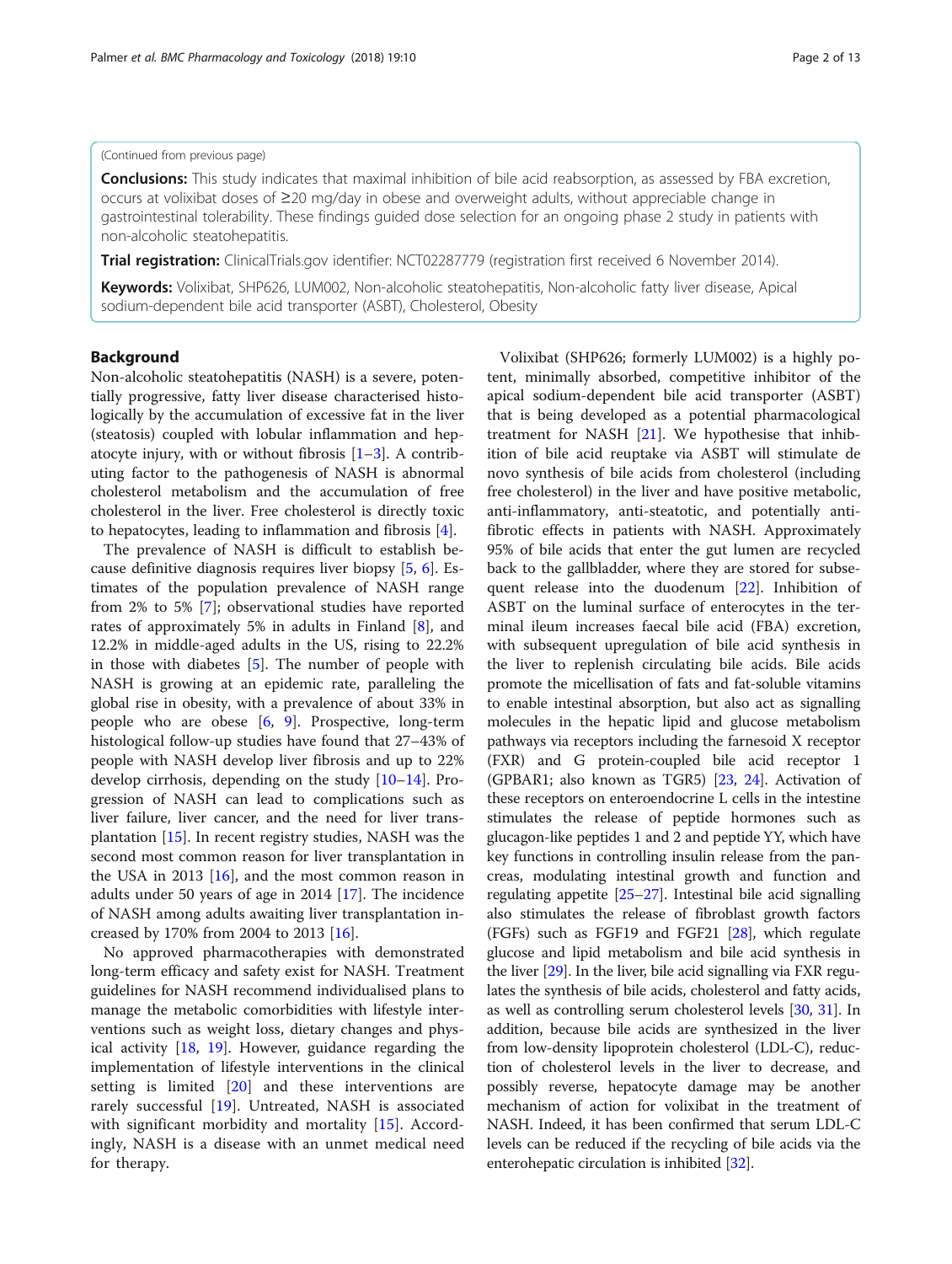(Continued from previous page)

**Conclusions:** This study indicates that maximal inhibition of bile acid reabsorption, as assessed by FBA excretion, occurs at volixibat doses of ≥20 mg/day in obese and overweight adults, without appreciable change in gastrointestinal tolerability. These findings guided dose selection for an ongoing phase 2 study in patients with non-alcoholic steatohepatitis.

**Trial registration:** ClinicalTrials.gov identifier: NCT02287779 (registration first received 6 November 2014).

**Keywords:** Volixibat, SHP626, LUM002, Non-alcoholic steatohepatitis, Non-alcoholic fatty liver disease, Apical sodium-dependent bile acid transporter (ASBT), Cholesterol, Obesity

## Background

Non-alcoholic steatohepatitis (NASH) is a severe, potentially progressive, fatty liver disease characterised histologically by the accumulation of excessive fat in the liver (steatosis) coupled with lobular inflammation and hepatocyte injury, with or without fibrosis [1–3]. A contributing factor to the pathogenesis of NASH is abnormal cholesterol metabolism and the accumulation of free cholesterol in the liver. Free cholesterol is directly toxic to hepatocytes, leading to inflammation and fibrosis [4].

The prevalence of NASH is difficult to establish because definitive diagnosis requires liver biopsy [5, 6]. Estimates of the population prevalence of NASH range from 2% to 5% [7]; observational studies have reported rates of approximately 5% in adults in Finland [8], and 12.2% in middle-aged adults in the US, rising to 22.2% in those with diabetes [5]. The number of people with NASH is growing at an epidemic rate, paralleling the global rise in obesity, with a prevalence of about 33% in people who are obese [6, 9]. Prospective, long-term histological follow-up studies have found that 27–43% of people with NASH develop liver fibrosis and up to 22% develop cirrhosis, depending on the study [10–14]. Progression of NASH can lead to complications such as liver failure, liver cancer, and the need for liver transplantation [15]. In recent registry studies, NASH was the second most common reason for liver transplantation in the USA in 2013 [16], and the most common reason in adults under 50 years of age in 2014 [17]. The incidence of NASH among adults awaiting liver transplantation increased by 170% from 2004 to 2013 [16].

No approved pharmacotherapies with demonstrated long-term efficacy and safety exist for NASH. Treatment guidelines for NASH recommend individualised plans to manage the metabolic comorbidities with lifestyle interventions such as weight loss, dietary changes and physical activity [18, 19]. However, guidance regarding the implementation of lifestyle interventions in the clinical setting is limited [20] and these interventions are rarely successful [19]. Untreated, NASH is associated with significant morbidity and mortality [15]. Accordingly, NASH is a disease with an unmet medical need for therapy.

Volixibat (SHP626; formerly LUM002) is a highly potent, minimally absorbed, competitive inhibitor of the apical sodium-dependent bile acid transporter (ASBT) that is being developed as a potential pharmacological treatment for NASH [21]. We hypothesise that inhibition of bile acid reuptake via ASBT will stimulate de novo synthesis of bile acids from cholesterol (including free cholesterol) in the liver and have positive metabolic, anti-inflammatory, anti-steatotic, and potentially anti-fibrotic effects in patients with NASH. Approximately 95% of bile acids that enter the gut lumen are recycled back to the gallbladder, where they are stored for subsequent release into the duodenum [22]. Inhibition of ASBT on the luminal surface of enterocytes in the terminal ileum increases faecal bile acid (FBA) excretion, with subsequent upregulation of bile acid synthesis in the liver to replenish circulating bile acids. Bile acids promote the micellisation of fats and fat-soluble vitamins to enable intestinal absorption, but also act as signalling molecules in the hepatic lipid and glucose metabolism pathways via receptors including the farnesoid X receptor (FXR) and G protein-coupled bile acid receptor 1 (GPBAR1; also known as TGR5) [23, 24]. Activation of these receptors on enteroendocrine L cells in the intestine stimulates the release of peptide hormones such as glucagon-like peptides 1 and 2 and peptide YY, which have key functions in controlling insulin release from the pancreas, modulating intestinal growth and function and regulating appetite [25–27]. Intestinal bile acid signalling also stimulates the release of fibroblast growth factors (FGFs) such as FGF19 and FGF21 [28], which regulate glucose and lipid metabolism and bile acid synthesis in the liver [29]. In the liver, bile acid signalling via FXR regulates the synthesis of bile acids, cholesterol and fatty acids, as well as controlling serum cholesterol levels [30, 31]. In addition, because bile acids are synthesized in the liver from low-density lipoprotein cholesterol (LDL-C), reduction of cholesterol levels in the liver to decrease, and possibly reverse, hepatocyte damage may be another mechanism of action for volixibat in the treatment of NASH. Indeed, it has been confirmed that serum LDL-C levels can be reduced if the recycling of bile acids via the enterohepatic circulation is inhibited [32].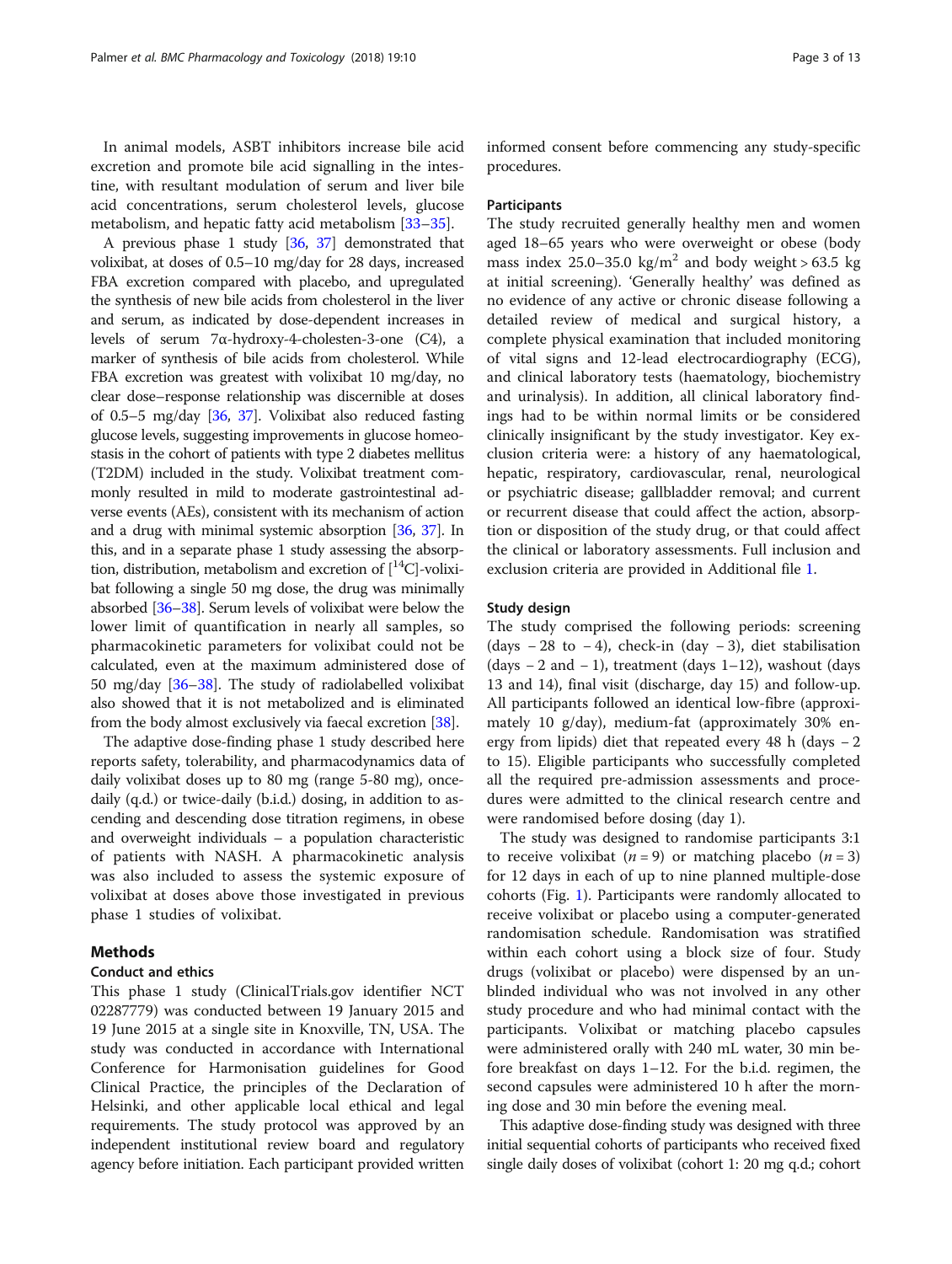In animal models, ASBT inhibitors increase bile acid excretion and promote bile acid signalling in the intestine, with resultant modulation of serum and liver bile acid concentrations, serum cholesterol levels, glucose metabolism, and hepatic fatty acid metabolism [33–35].

A previous phase 1 study [36, 37] demonstrated that volixibat, at doses of 0.5–10 mg/day for 28 days, increased FBA excretion compared with placebo, and upregulated the synthesis of new bile acids from cholesterol in the liver and serum, as indicated by dose-dependent increases in levels of serum 7α-hydroxy-4-cholesten-3-one (C4), a marker of synthesis of bile acids from cholesterol. While FBA excretion was greatest with volixibat 10 mg/day, no clear dose–response relationship was discernible at doses of 0.5–5 mg/day [36, 37]. Volixibat also reduced fasting glucose levels, suggesting improvements in glucose homeostasis in the cohort of patients with type 2 diabetes mellitus (T2DM) included in the study. Volixibat treatment commonly resulted in mild to moderate gastrointestinal adverse events (AEs), consistent with its mechanism of action and a drug with minimal systemic absorption [36, 37]. In this, and in a separate phase 1 study assessing the absorption, distribution, metabolism and excretion of [$^{14}$C]-volixibat following a single 50 mg dose, the drug was minimally absorbed [36–38]. Serum levels of volixibat were below the lower limit of quantification in nearly all samples, so pharmacokinetic parameters for volixibat could not be calculated, even at the maximum administered dose of 50 mg/day [36–38]. The study of radiolabelled volixibat also showed that it is not metabolized and is eliminated from the body almost exclusively via faecal excretion [38].

The adaptive dose-finding phase 1 study described here reports safety, tolerability, and pharmacodynamics data of daily volixibat doses up to 80 mg (range 5-80 mg), once-daily (q.d.) or twice-daily (b.i.d.) dosing, in addition to ascending and descending dose titration regimens, in obese and overweight individuals – a population characteristic of patients with NASH. A pharmacokinetic analysis was also included to assess the systemic exposure of volixibat at doses above those investigated in previous phase 1 studies of volixibat.

## Methods

### Conduct and ethics

This phase 1 study (ClinicalTrials.gov identifier NCT 02287779) was conducted between 19 January 2015 and 19 June 2015 at a single site in Knoxville, TN, USA. The study was conducted in accordance with International Conference for Harmonisation guidelines for Good Clinical Practice, the principles of the Declaration of Helsinki, and other applicable local ethical and legal requirements. The study protocol was approved by an independent institutional review board and regulatory agency before initiation. Each participant provided written informed consent before commencing any study-specific procedures.

### Participants

The study recruited generally healthy men and women aged 18–65 years who were overweight or obese (body mass index 25.0–35.0 kg/m$^2$ and body weight > 63.5 kg at initial screening). 'Generally healthy' was defined as no evidence of any active or chronic disease following a detailed review of medical and surgical history, a complete physical examination that included monitoring of vital signs and 12-lead electrocardiography (ECG), and clinical laboratory tests (haematology, biochemistry and urinalysis). In addition, all clinical laboratory findings had to be within normal limits or be considered clinically insignificant by the study investigator. Key exclusion criteria were: a history of any haematological, hepatic, respiratory, cardiovascular, renal, neurological or psychiatric disease; gallbladder removal; and current or recurrent disease that could affect the action, absorption or disposition of the study drug, or that could affect the clinical or laboratory assessments. Full inclusion and exclusion criteria are provided in Additional file 1.

### Study design

The study comprised the following periods: screening (days − 28 to − 4), check-in (day − 3), diet stabilisation (days − 2 and − 1), treatment (days 1–12), washout (days 13 and 14), final visit (discharge, day 15) and follow-up. All participants followed an identical low-fibre (approximately 10 g/day), medium-fat (approximately 30% energy from lipids) diet that repeated every 48 h (days − 2 to 15). Eligible participants who successfully completed all the required pre-admission assessments and procedures were admitted to the clinical research centre and were randomised before dosing (day 1).

The study was designed to randomise participants 3:1 to receive volixibat ($n = 9$) or matching placebo ($n = 3$) for 12 days in each of up to nine planned multiple-dose cohorts (Fig. 1). Participants were randomly allocated to receive volixibat or placebo using a computer-generated randomisation schedule. Randomisation was stratified within each cohort using a block size of four. Study drugs (volixibat or placebo) were dispensed by an unblinded individual who was not involved in any other study procedure and who had minimal contact with the participants. Volixibat or matching placebo capsules were administered orally with 240 mL water, 30 min before breakfast on days 1–12. For the b.i.d. regimen, the second capsules were administered 10 h after the morning dose and 30 min before the evening meal.

This adaptive dose-finding study was designed with three initial sequential cohorts of participants who received fixed single daily doses of volixibat (cohort 1: 20 mg q.d.; cohort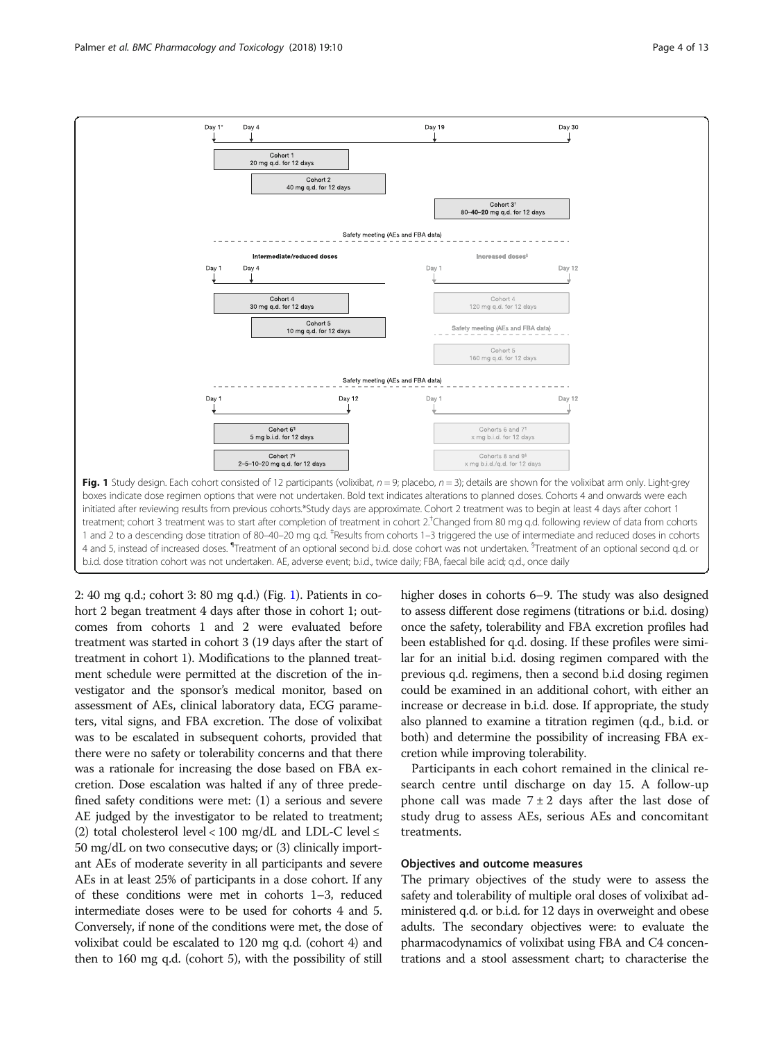Fig. 1 Study design. Each cohort consisted of 12 participants (volixibat, $n = 9$; placebo, $n = 3$); details are shown for the volixibat arm only. Light-grey boxes indicate dose regimen options that were not undertaken. Bold text indicates alterations to planned doses. Cohorts 4 and onwards were each initiated after reviewing results from previous cohorts.*Study days are approximate. Cohort 2 treatment was to begin at least 4 days after cohort 1 treatment; cohort 3 treatment was to start after completion of treatment in cohort 2.†Changed from 80 mg q.d. following review of data from cohorts 1 and 2 to a descending dose titration of 80–40–20 mg q.d. ‡Results from cohorts 1–3 triggered the use of intermediate and reduced doses in cohorts 4 and 5, instead of increased doses. ¶Treatment of an optional second b.i.d. dose cohort was not undertaken. §Treatment of an optional second q.d. or b.i.d. dose titration cohort was not undertaken. AE, adverse event; b.i.d., twice daily; FBA, faecal bile acid; q.d., once daily

2: 40 mg q.d.; cohort 3: 80 mg q.d.) (Fig. 1). Patients in cohort 2 began treatment 4 days after those in cohort 1; outcomes from cohorts 1 and 2 were evaluated before treatment was started in cohort 3 (19 days after the start of treatment in cohort 1). Modifications to the planned treatment schedule were permitted at the discretion of the investigator and the sponsor's medical monitor, based on assessment of AEs, clinical laboratory data, ECG parameters, vital signs, and FBA excretion. The dose of volixibat was to be escalated in subsequent cohorts, provided that there were no safety or tolerability concerns and that there was a rationale for increasing the dose based on FBA excretion. Dose escalation was halted if any of three predefined safety conditions were met: (1) a serious and severe AE judged by the investigator to be related to treatment; (2) total cholesterol level < 100 mg/dL and LDL-C level ≤ 50 mg/dL on two consecutive days; or (3) clinically important AEs of moderate severity in all participants and severe AEs in at least 25% of participants in a dose cohort. If any of these conditions were met in cohorts 1–3, reduced intermediate doses were to be used for cohorts 4 and 5. Conversely, if none of the conditions were met, the dose of volixibat could be escalated to 120 mg q.d. (cohort 4) and then to 160 mg q.d. (cohort 5), with the possibility of still higher doses in cohorts 6–9. The study was also designed to assess different dose regimens (titrations or b.i.d. dosing) once the safety, tolerability and FBA excretion profiles had been established for q.d. dosing. If these profiles were similar for an initial b.i.d. dosing regimen compared with the previous q.d. regimens, then a second b.i.d dosing regimen could be examined in an additional cohort, with either an increase or decrease in b.i.d. dose. If appropriate, the study also planned to examine a titration regimen (q.d., b.i.d. or both) and determine the possibility of increasing FBA excretion while improving tolerability.

Participants in each cohort remained in the clinical research centre until discharge on day 15. A follow-up phone call was made 7 ± 2 days after the last dose of study drug to assess AEs, serious AEs and concomitant treatments.

## Objectives and outcome measures

The primary objectives of the study were to assess the safety and tolerability of multiple oral doses of volixibat administered q.d. or b.i.d. for 12 days in overweight and obese adults. The secondary objectives were: to evaluate the pharmacodynamics of volixibat using FBA and C4 concentrations and a stool assessment chart; to characterise the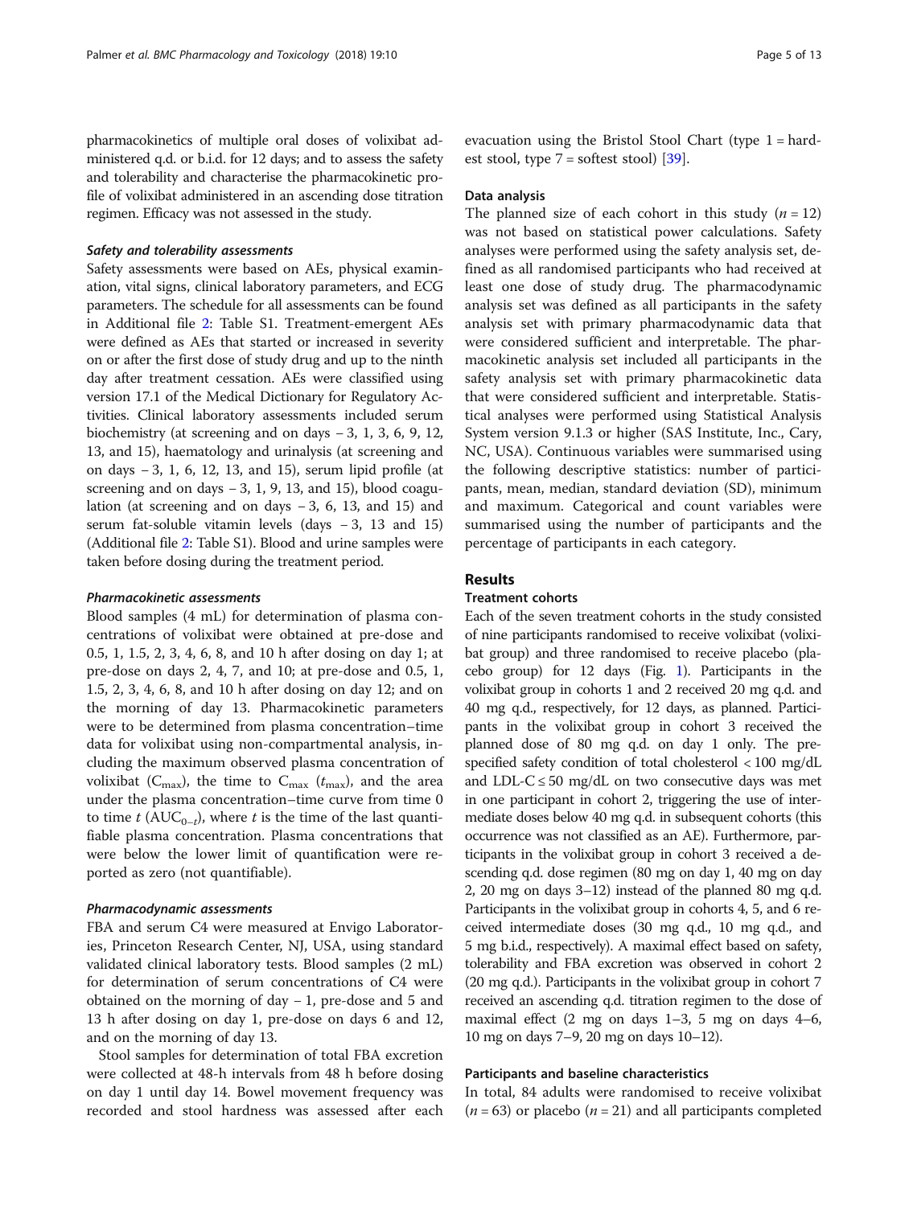pharmacokinetics of multiple oral doses of volixibat administered q.d. or b.i.d. for 12 days; and to assess the safety and tolerability and characterise the pharmacokinetic profile of volixibat administered in an ascending dose titration regimen. Efficacy was not assessed in the study.

#### *Safety and tolerability assessments*

Safety assessments were based on AEs, physical examination, vital signs, clinical laboratory parameters, and ECG parameters. The schedule for all assessments can be found in Additional file 2: Table S1. Treatment-emergent AEs were defined as AEs that started or increased in severity on or after the first dose of study drug and up to the ninth day after treatment cessation. AEs were classified using version 17.1 of the Medical Dictionary for Regulatory Activities. Clinical laboratory assessments included serum biochemistry (at screening and on days − 3, 1, 3, 6, 9, 12, 13, and 15), haematology and urinalysis (at screening and on days − 3, 1, 6, 12, 13, and 15), serum lipid profile (at screening and on days − 3, 1, 9, 13, and 15), blood coagulation (at screening and on days − 3, 6, 13, and 15) and serum fat-soluble vitamin levels (days − 3, 13 and 15) (Additional file 2: Table S1). Blood and urine samples were taken before dosing during the treatment period.

#### *Pharmacokinetic assessments*

Blood samples (4 mL) for determination of plasma concentrations of volixibat were obtained at pre-dose and 0.5, 1, 1.5, 2, 3, 4, 6, 8, and 10 h after dosing on day 1; at pre-dose on days 2, 4, 7, and 10; at pre-dose and 0.5, 1, 1.5, 2, 3, 4, 6, 8, and 10 h after dosing on day 12; and on the morning of day 13. Pharmacokinetic parameters were to be determined from plasma concentration–time data for volixibat using non-compartmental analysis, including the maximum observed plasma concentration of volixibat ($C_{max}$), the time to $C_{max}$ ($t_{max}$), and the area under the plasma concentration–time curve from time 0 to time $t$ ($AUC_{0-t}$), where $t$ is the time of the last quantifiable plasma concentration. Plasma concentrations that were below the lower limit of quantification were reported as zero (not quantifiable).

#### *Pharmacodynamic assessments*

FBA and serum C4 were measured at Envigo Laboratories, Princeton Research Center, NJ, USA, using standard validated clinical laboratory tests. Blood samples (2 mL) for determination of serum concentrations of C4 were obtained on the morning of day − 1, pre-dose and 5 and 13 h after dosing on day 1, pre-dose on days 6 and 12, and on the morning of day 13.

Stool samples for determination of total FBA excretion were collected at 48-h intervals from 48 h before dosing on day 1 until day 14. Bowel movement frequency was recorded and stool hardness was assessed after each evacuation using the Bristol Stool Chart (type 1 = hardest stool, type 7 = softest stool) [39].

### Data analysis

The planned size of each cohort in this study ($n = 12$) was not based on statistical power calculations. Safety analyses were performed using the safety analysis set, defined as all randomised participants who had received at least one dose of study drug. The pharmacodynamic analysis set was defined as all participants in the safety analysis set with primary pharmacodynamic data that were considered sufficient and interpretable. The pharmacokinetic analysis set included all participants in the safety analysis set with primary pharmacokinetic data that were considered sufficient and interpretable. Statistical analyses were performed using Statistical Analysis System version 9.1.3 or higher (SAS Institute, Inc., Cary, NC, USA). Continuous variables were summarised using the following descriptive statistics: number of participants, mean, median, standard deviation (SD), minimum and maximum. Categorical and count variables were summarised using the number of participants and the percentage of participants in each category.

## Results

### Treatment cohorts

Each of the seven treatment cohorts in the study consisted of nine participants randomised to receive volixibat (volixibat group) and three randomised to receive placebo (placebo group) for 12 days (Fig. 1). Participants in the volixibat group in cohorts 1 and 2 received 20 mg q.d. and 40 mg q.d., respectively, for 12 days, as planned. Participants in the volixibat group in cohort 3 received the planned dose of 80 mg q.d. on day 1 only. The prespecified safety condition of total cholesterol < 100 mg/dL and LDL-C ≤ 50 mg/dL on two consecutive days was met in one participant in cohort 2, triggering the use of intermediate doses below 40 mg q.d. in subsequent cohorts (this occurrence was not classified as an AE). Furthermore, participants in the volixibat group in cohort 3 received a descending q.d. dose regimen (80 mg on day 1, 40 mg on day 2, 20 mg on days 3–12) instead of the planned 80 mg q.d. Participants in the volixibat group in cohorts 4, 5, and 6 received intermediate doses (30 mg q.d., 10 mg q.d., and 5 mg b.i.d., respectively). A maximal effect based on safety, tolerability and FBA excretion was observed in cohort 2 (20 mg q.d.). Participants in the volixibat group in cohort 7 received an ascending q.d. titration regimen to the dose of maximal effect (2 mg on days 1–3, 5 mg on days 4–6, 10 mg on days 7–9, 20 mg on days 10–12).

### Participants and baseline characteristics

In total, 84 adults were randomised to receive volixibat ($n = 63$) or placebo ($n = 21$) and all participants completed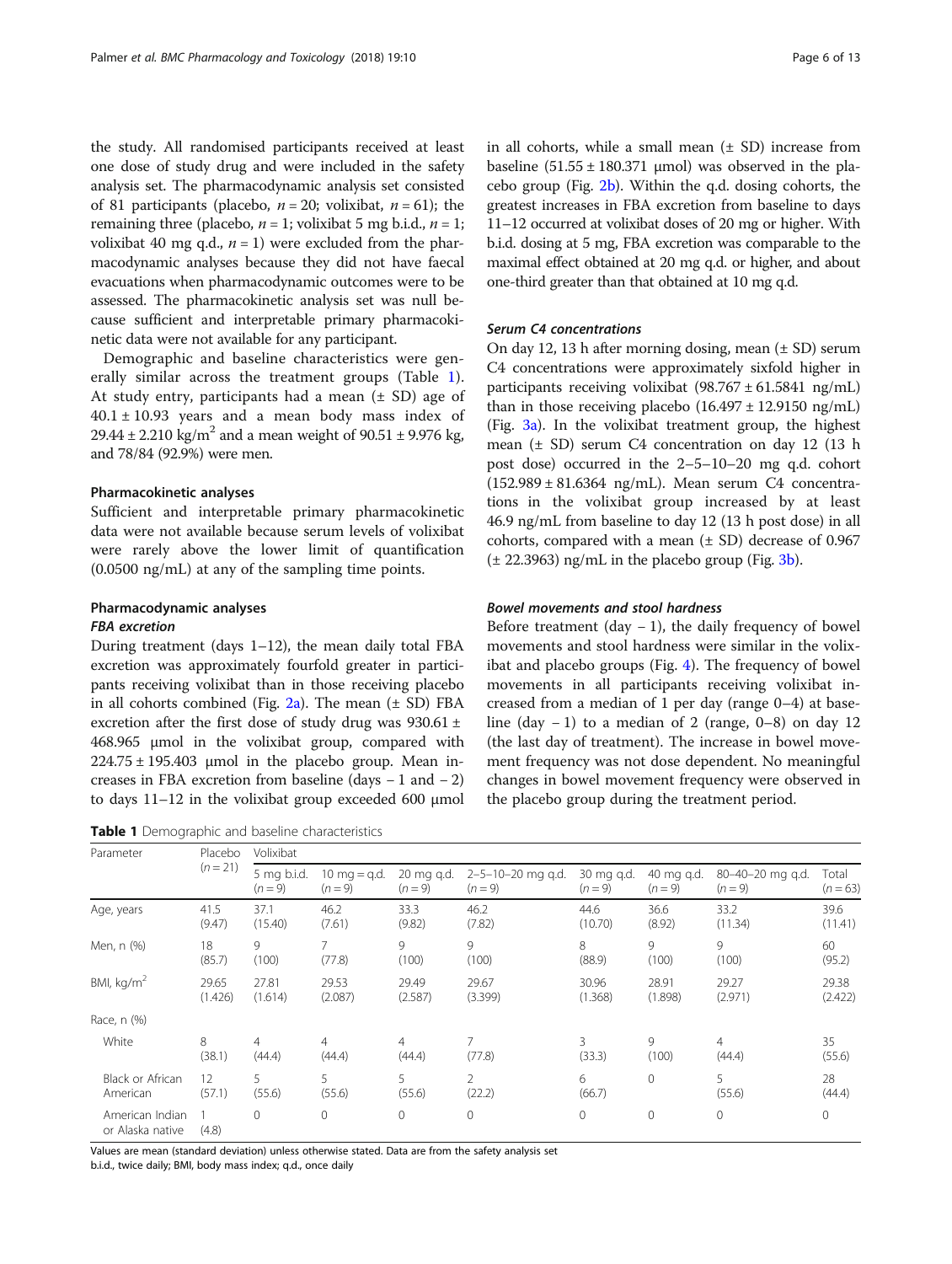the study. All randomised participants received at least one dose of study drug and were included in the safety analysis set. The pharmacodynamic analysis set consisted of 81 participants (placebo, $n = 20$; volixibat, $n = 61$); the remaining three (placebo, $n = 1$; volixibat 5 mg b.i.d., $n = 1$; volixibat 40 mg q.d., $n = 1$) were excluded from the pharmacodynamic analyses because they did not have faecal evacuations when pharmacodynamic outcomes were to be assessed. The pharmacokinetic analysis set was null because sufficient and interpretable primary pharmacokinetic data were not available for any participant.

Demographic and baseline characteristics were generally similar across the treatment groups (Table 1). At study entry, participants had a mean (± SD) age of 40.1 ± 10.93 years and a mean body mass index of 29.44 ± 2.210 kg/m$^2$ and a mean weight of 90.51 ± 9.976 kg, and 78/84 (92.9%) were men.

### Pharmacokinetic analyses

Sufficient and interpretable primary pharmacokinetic data were not available because serum levels of volixibat were rarely above the lower limit of quantification (0.0500 ng/mL) at any of the sampling time points.

### Pharmacodynamic analyses

#### *FBA excretion*

During treatment (days 1–12), the mean daily total FBA excretion was approximately fourfold greater in participants receiving volixibat than in those receiving placebo in all cohorts combined (Fig. 2a). The mean (± SD) FBA excretion after the first dose of study drug was 930.61 ± 468.965 μmol in the volixibat group, compared with 224.75 ± 195.403 μmol in the placebo group. Mean increases in FBA excretion from baseline (days − 1 and − 2) to days 11–12 in the volixibat group exceeded 600 μmol in all cohorts, while a small mean (± SD) increase from baseline (51.55 ± 180.371 μmol) was observed in the placebo group (Fig. 2b). Within the q.d. dosing cohorts, the greatest increases in FBA excretion from baseline to days 11–12 occurred at volixibat doses of 20 mg or higher. With b.i.d. dosing at 5 mg, FBA excretion was comparable to the maximal effect obtained at 20 mg q.d. or higher, and about one-third greater than that obtained at 10 mg q.d.

#### *Serum C4 concentrations*

On day 12, 13 h after morning dosing, mean (± SD) serum C4 concentrations were approximately sixfold higher in participants receiving volixibat (98.767 ± 61.5841 ng/mL) than in those receiving placebo (16.497 ± 12.9150 ng/mL) (Fig. 3a). In the volixibat treatment group, the highest mean (± SD) serum C4 concentration on day 12 (13 h post dose) occurred in the 2–5–10–20 mg q.d. cohort (152.989 ± 81.6364 ng/mL). Mean serum C4 concentrations in the volixibat group increased by at least 46.9 ng/mL from baseline to day 12 (13 h post dose) in all cohorts, compared with a mean (± SD) decrease of 0.967 (± 22.3963) ng/mL in the placebo group (Fig. 3b).

#### *Bowel movements and stool hardness*

Before treatment (day − 1), the daily frequency of bowel movements and stool hardness were similar in the volixibat and placebo groups (Fig. 4). The frequency of bowel movements in all participants receiving volixibat increased from a median of 1 per day (range 0–4) at baseline (day − 1) to a median of 2 (range, 0–8) on day 12 (the last day of treatment). The increase in bowel movement frequency was not dose dependent. No meaningful changes in bowel movement frequency were observed in the placebo group during the treatment period.

**Table 1** Demographic and baseline characteristics

| Parameter | Placebo ($n = 21$) | Volixibat | | | | | | | |
|---|---|---|---|---|---|---|---|---|---|
| | | 5 mg b.i.d. ($n = 9$) | 10 mg = q.d. ($n = 9$) | 20 mg q.d. ($n = 9$) | 2–5–10–20 mg q.d. ($n = 9$) | 30 mg q.d. ($n = 9$) | 40 mg q.d. ($n = 9$) | 80–40–20 mg q.d. ($n = 9$) | Total ($n = 63$) |
| Age, years | 41.5 (9.47) | 37.1 (15.40) | 46.2 (7.61) | 33.3 (9.82) | 46.2 (7.82) | 44.6 (10.70) | 36.6 (8.92) | 33.2 (11.34) | 39.6 (11.41) |
| Men, n (%) | 18 (85.7) | 9 (100) | 7 (77.8) | 9 (100) | 9 (100) | 8 (88.9) | 9 (100) | 9 (100) | 60 (95.2) |
| BMI, kg/m$^2$ | 29.65 (1.426) | 27.81 (1.614) | 29.53 (2.087) | 29.49 (2.587) | 29.67 (3.399) | 30.96 (1.368) | 28.91 (1.898) | 29.27 (2.971) | 29.38 (2.422) |
| Race, n (%) | | | | | | | | | |
| White | 8 (38.1) | 4 (44.4) | 4 (44.4) | 4 (44.4) | 7 (77.8) | 3 (33.3) | 9 (100) | 4 (44.4) | 35 (55.6) |
| Black or African American | 12 (57.1) | 5 (55.6) | 5 (55.6) | 5 (55.6) | 2 (22.2) | 6 (66.7) | 0 | 5 (55.6) | 28 (44.4) |
| American Indian or Alaska native | 1 (4.8) | 0 | 0 | 0 | 0 | 0 | 0 | 0 | 0 |

Values are mean (standard deviation) unless otherwise stated. Data are from the safety analysis set

b.i.d., twice daily; BMI, body mass index; q.d., once daily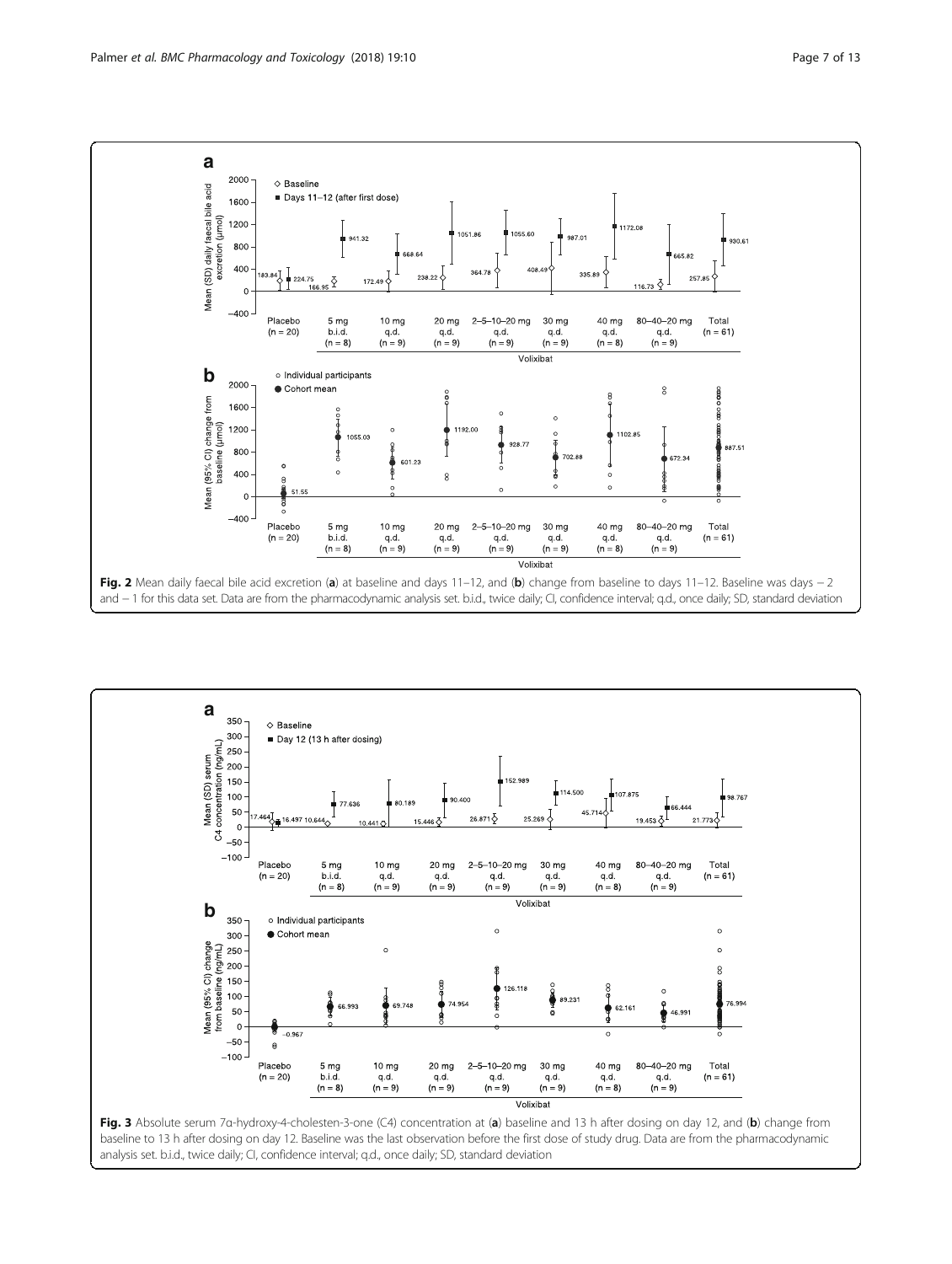**Fig. 2** Mean daily faecal bile acid excretion (**a**) at baseline and days 11–12, and (**b**) change from baseline to days 11–12. Baseline was days − 2 and − 1 for this data set. Data are from the pharmacodynamic analysis set. b.i.d., twice daily; CI, confidence interval; q.d., once daily; SD, standard deviation

**Fig. 3** Absolute serum 7α-hydroxy-4-cholesten-3-one (C4) concentration at (**a**) baseline and 13 h after dosing on day 12, and (**b**) change from baseline to 13 h after dosing on day 12. Baseline was the last observation before the first dose of study drug. Data are from the pharmacodynamic analysis set. b.i.d., twice daily; CI, confidence interval; q.d., once daily; SD, standard deviation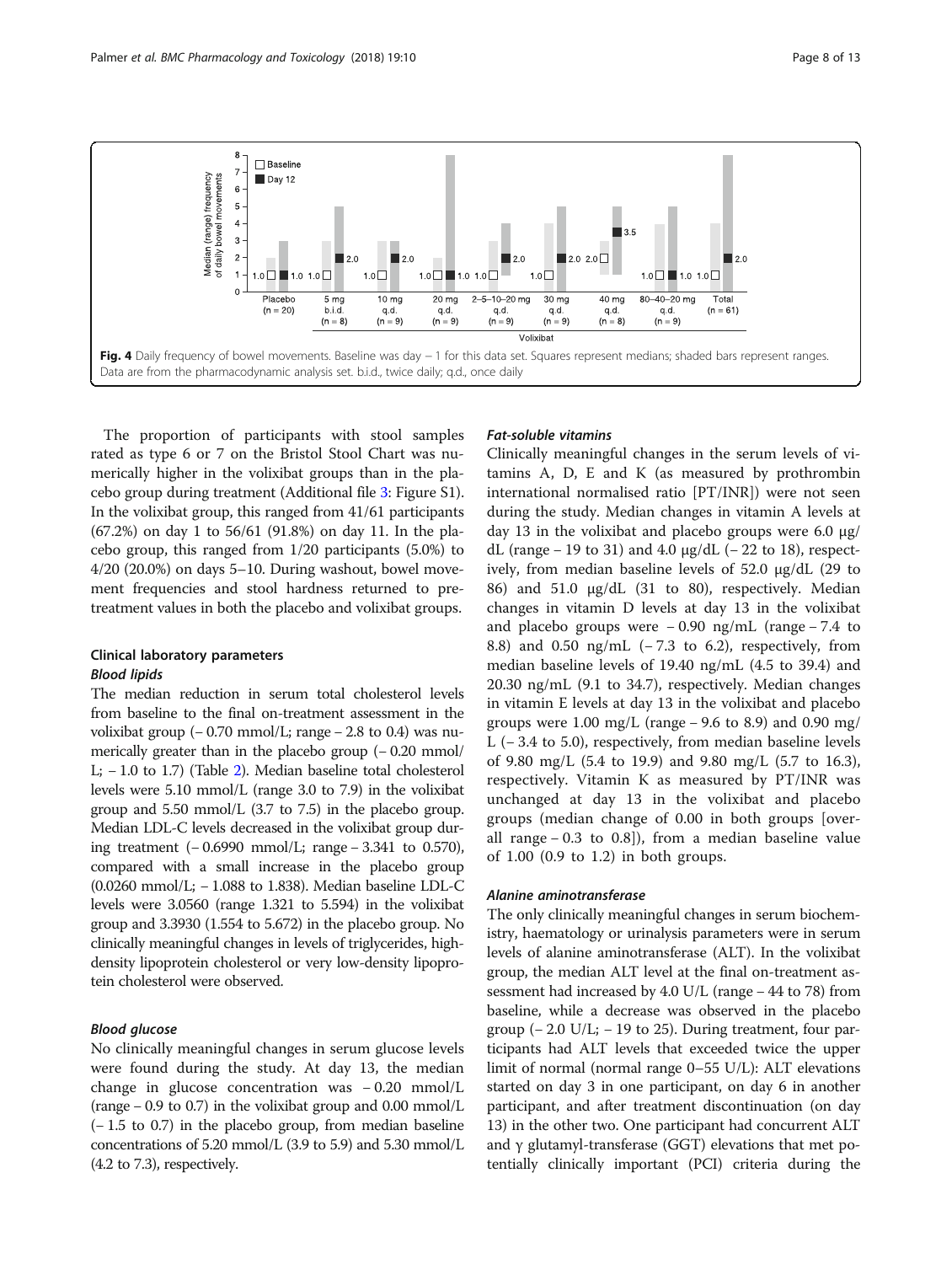**Fig. 4** Daily frequency of bowel movements. Baseline was day − 1 for this data set. Squares represent medians; shaded bars represent ranges. Data are from the pharmacodynamic analysis set. b.i.d., twice daily; q.d., once daily

The proportion of participants with stool samples rated as type 6 or 7 on the Bristol Stool Chart was numerically higher in the volixibat groups than in the placebo group during treatment (Additional file 3: Figure S1). In the volixibat group, this ranged from 41/61 participants (67.2%) on day 1 to 56/61 (91.8%) on day 11. In the placebo group, this ranged from 1/20 participants (5.0%) to 4/20 (20.0%) on days 5–10. During washout, bowel movement frequencies and stool hardness returned to pre-treatment values in both the placebo and volixibat groups.

## Clinical laboratory parameters

### Blood lipids

The median reduction in serum total cholesterol levels from baseline to the final on-treatment assessment in the volixibat group (− 0.70 mmol/L; range − 2.8 to 0.4) was numerically greater than in the placebo group (− 0.20 mmol/L; − 1.0 to 1.7) (Table 2). Median baseline total cholesterol levels were 5.10 mmol/L (range 3.0 to 7.9) in the volixibat group and 5.50 mmol/L (3.7 to 7.5) in the placebo group. Median LDL-C levels decreased in the volixibat group during treatment (− 0.6990 mmol/L; range − 3.341 to 0.570), compared with a small increase in the placebo group (0.0260 mmol/L; − 1.088 to 1.838). Median baseline LDL-C levels were 3.0560 (range 1.321 to 5.594) in the volixibat group and 3.3930 (1.554 to 5.672) in the placebo group. No clinically meaningful changes in levels of triglycerides, high-density lipoprotein cholesterol or very low-density lipoprotein cholesterol were observed.

### Blood glucose

No clinically meaningful changes in serum glucose levels were found during the study. At day 13, the median change in glucose concentration was − 0.20 mmol/L (range − 0.9 to 0.7) in the volixibat group and 0.00 mmol/L (− 1.5 to 0.7) in the placebo group, from median baseline concentrations of 5.20 mmol/L (3.9 to 5.9) and 5.30 mmol/L (4.2 to 7.3), respectively.

### Fat-soluble vitamins

Clinically meaningful changes in the serum levels of vitamins A, D, E and K (as measured by prothrombin international normalised ratio [PT/INR]) were not seen during the study. Median changes in vitamin A levels at day 13 in the volixibat and placebo groups were 6.0 μg/dL (range − 19 to 31) and 4.0 μg/dL (− 22 to 18), respectively, from median baseline levels of 52.0 μg/dL (29 to 86) and 51.0 μg/dL (31 to 80), respectively. Median changes in vitamin D levels at day 13 in the volixibat and placebo groups were − 0.90 ng/mL (range − 7.4 to 8.8) and 0.50 ng/mL (− 7.3 to 6.2), respectively, from median baseline levels of 19.40 ng/mL (4.5 to 39.4) and 20.30 ng/mL (9.1 to 34.7), respectively. Median changes in vitamin E levels at day 13 in the volixibat and placebo groups were 1.00 mg/L (range − 9.6 to 8.9) and 0.90 mg/L (− 3.4 to 5.0), respectively, from median baseline levels of 9.80 mg/L (5.4 to 19.9) and 9.80 mg/L (5.7 to 16.3), respectively. Vitamin K as measured by PT/INR was unchanged at day 13 in the volixibat and placebo groups (median change of 0.00 in both groups [overall range − 0.3 to 0.8]), from a median baseline value of 1.00 (0.9 to 1.2) in both groups.

### Alanine aminotransferase

The only clinically meaningful changes in serum biochemistry, haematology or urinalysis parameters were in serum levels of alanine aminotransferase (ALT). In the volixibat group, the median ALT level at the final on-treatment assessment had increased by 4.0 U/L (range − 44 to 78) from baseline, while a decrease was observed in the placebo group (− 2.0 U/L; − 19 to 25). During treatment, four participants had ALT levels that exceeded twice the upper limit of normal (normal range 0–55 U/L): ALT elevations started on day 3 in one participant, on day 6 in another participant, and after treatment discontinuation (on day 13) in the other two. One participant had concurrent ALT and γ glutamyl-transferase (GGT) elevations that met potentially clinically important (PCI) criteria during the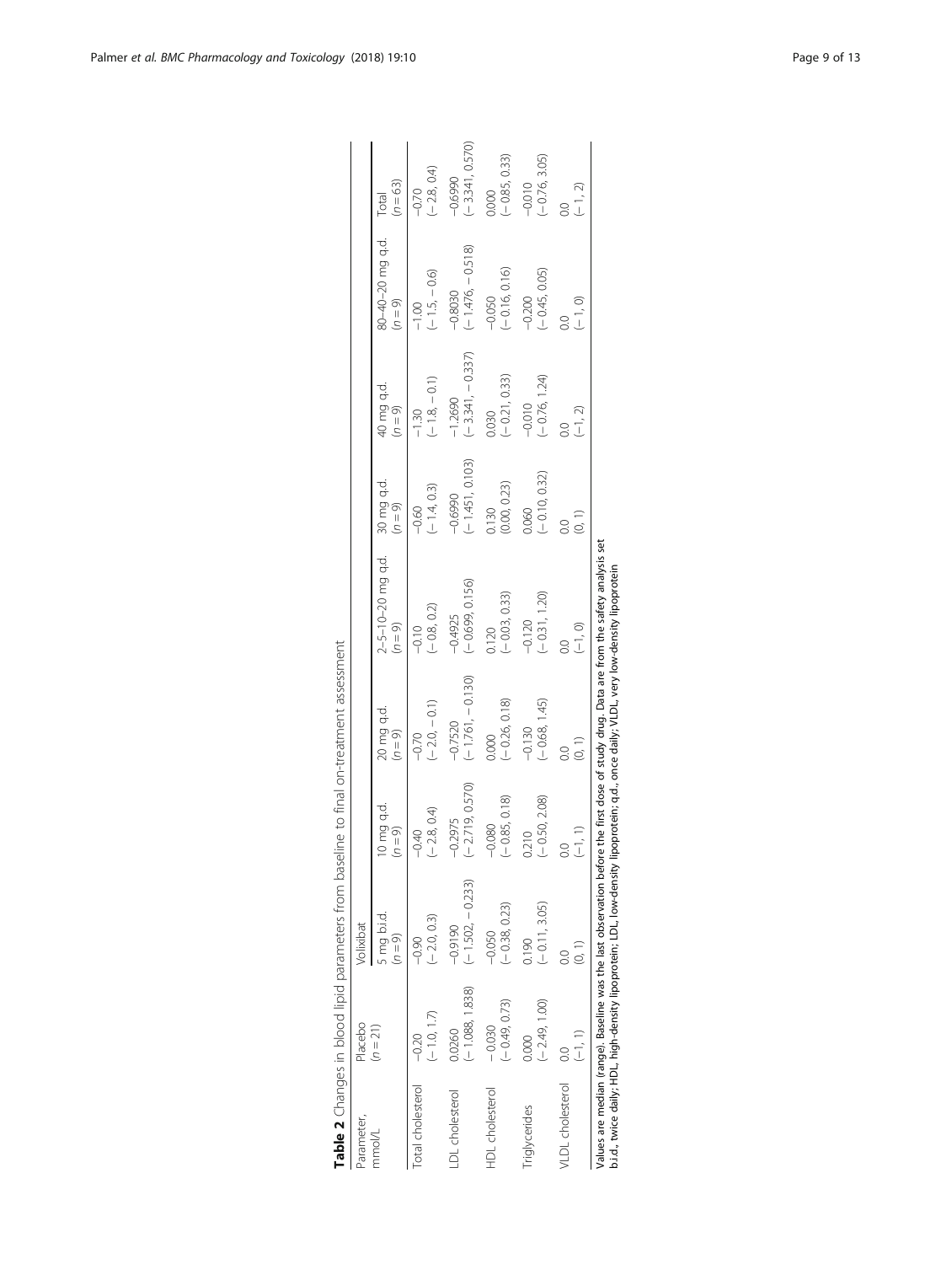**Table 2** Changes in blood lipid parameters from baseline to final on-treatment assessment

| Parameter, mmol/L | Placebo ($n = 21$) | Volixibat | | | | | | Total ($n = 63$) |
|---|---|---|---|---|---|---|---|---|
| | | 5 mg b.i.d. ($n = 9$) | 10 mg q.d. ($n = 9$) | 20 mg q.d. ($n = 9$) | 2–5–10–20 mg q.d. ($n = 9$) | 30 mg q.d. ($n = 9$) | 40 mg q.d. ($n = 9$) | 80–40–20 mg q.d. ($n = 9$) | |
| Total cholesterol | −0.20 (− 1.0, 1.7) | −0.90 (− 2.0, 0.3) | −0.40 (− 2.8, 0.4) | −0.70 (− 2.0, − 0.1) | −0.10 (− 0.8, 0.2) | −0.60 (− 1.4, 0.3) | −1.30 (− 1.8, − 0.1) | −1.00 (− 1.5, − 0.6) | −0.70 (− 2.8, 0.4) |
| LDL cholesterol | 0.0260 (− 1.088, 1.838) | −0.9190 (− 1.502, − 0.233) | −0.2975 (− 2.719, 0.570) | −0.7520 (− 1.761, − 0.130) | −0.4925 (− 0.699, 0.156) | −0.6990 (− 1.451, 0.103) | −1.2690 (− 3.341, − 0.337) | −0.8030 (− 1.476, − 0.518) | −0.6990 (− 3.341, 0.570) |
| HDL cholesterol | − 0.030 (− 0.49, 0.73) | −0.050 (− 0.38, 0.23) | −0.080 (− 0.85, 0.18) | 0.000 (− 0.26, 0.18) | 0.120 (− 0.03, 0.33) | 0.130 (0.00, 0.23) | 0.030 (− 0.21, 0.33) | −0.050 (− 0.16, 0.16) | 0.000 (− 0.85, 0.33) |
| Triglycerides | 0.000 (− 2.49, 1.00) | 0.190 (− 0.11, 3.05) | 0.210 (− 0.50, 2.08) | −0.130 (− 0.68, 1.45) | −0.120 (− 0.31, 1.20) | 0.060 (− 0.10, 0.32) | −0.010 (− 0.76, 1.24) | −0.200 (− 0.45, 0.05) | −0.010 (− 0.76, 3.05) |
| VLDL cholesterol | 0.0 (−1, 1) | 0.0 (0, 1) | 0.0 (−1, 1) | 0.0 (0, 1) | 0.0 (−1, 0) | 0.0 (0, 1) | 0.0 (−1, 2) | 0.0 (− 1, 0) | 0.0 (− 1, 2) |

Values are median (range). Baseline was the last observation before the first dose of study drug. Data are from the safety analysis set
b.i.d., twice daily; HDL, high-density lipoprotein; LDL, low-density lipoprotein; q.d., once daily; VLDL, very low-density lipoprotein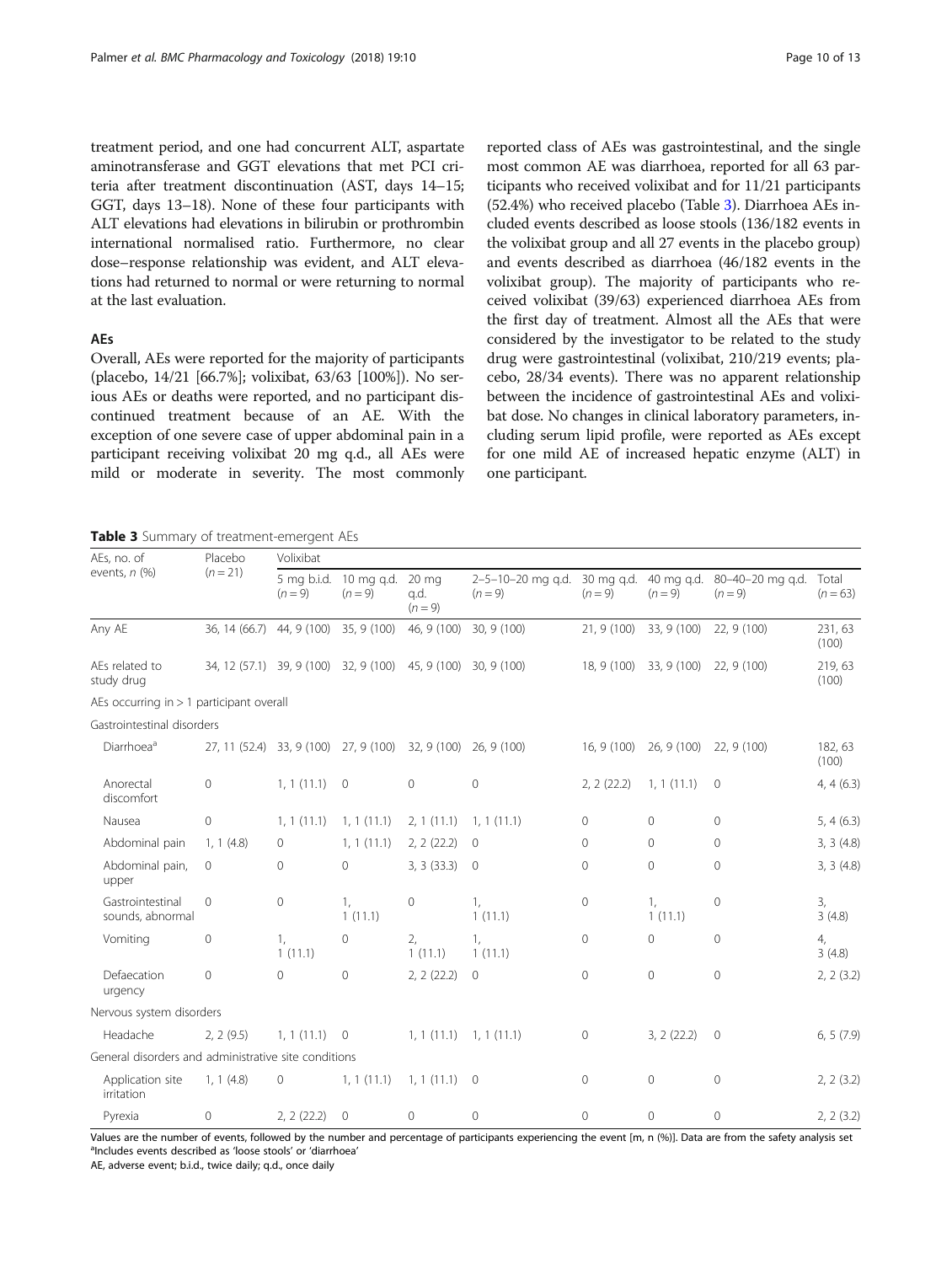treatment period, and one had concurrent ALT, aspartate aminotransferase and GGT elevations that met PCI criteria after treatment discontinuation (AST, days 14–15; GGT, days 13–18). None of these four participants with ALT elevations had elevations in bilirubin or prothrombin international normalised ratio. Furthermore, no clear dose–response relationship was evident, and ALT elevations had returned to normal or were returning to normal at the last evaluation.

### AEs

Overall, AEs were reported for the majority of participants (placebo, 14/21 [66.7%]; volixibat, 63/63 [100%]). No serious AEs or deaths were reported, and no participant discontinued treatment because of an AE. With the exception of one severe case of upper abdominal pain in a participant receiving volixibat 20 mg q.d., all AEs were mild or moderate in severity. The most commonly reported class of AEs was gastrointestinal, and the single most common AE was diarrhoea, reported for all 63 participants who received volixibat and for 11/21 participants (52.4%) who received placebo (Table 3). Diarrhoea AEs included events described as loose stools (136/182 events in the volixibat group and all 27 events in the placebo group) and events described as diarrhoea (46/182 events in the volixibat group). The majority of participants who received volixibat (39/63) experienced diarrhoea AEs from the first day of treatment. Almost all the AEs that were considered by the investigator to be related to the study drug were gastrointestinal (volixibat, 210/219 events; placebo, 28/34 events). There was no apparent relationship between the incidence of gastrointestinal AEs and volixibat dose. No changes in clinical laboratory parameters, including serum lipid profile, were reported as AEs except for one mild AE of increased hepatic enzyme (ALT) in one participant.

**Table 3** Summary of treatment-emergent AEs

| AEs, no. of events, *n* (%) | Placebo ($n = 21$) | Volixibat | | | | | | | |
|---|---|---|---|---|---|---|---|---|---|
| | | 5 mg b.i.d. ($n = 9$) | 10 mg q.d. ($n = 9$) | 20 mg q.d. ($n = 9$) | 2–5–10–20 mg q.d. ($n = 9$) | 30 mg q.d. ($n = 9$) | 40 mg q.d. ($n = 9$) | 80–40–20 mg q.d. ($n = 9$) | Total ($n = 63$) |
| Any AE | 36, 14 (66.7) | 44, 9 (100) | 35, 9 (100) | 46, 9 (100) | 30, 9 (100) | 21, 9 (100) | 33, 9 (100) | 22, 9 (100) | 231, 63 (100) |
| AEs related to study drug | 34, 12 (57.1) | 39, 9 (100) | 32, 9 (100) | 45, 9 (100) | 30, 9 (100) | 18, 9 (100) | 33, 9 (100) | 22, 9 (100) | 219, 63 (100) |
| AEs occurring in > 1 participant overall | | | | | | | | | |
| Gastrointestinal disorders | | | | | | | | | |
| Diarrhoea[a] | 27, 11 (52.4) | 33, 9 (100) | 27, 9 (100) | 32, 9 (100) | 26, 9 (100) | 16, 9 (100) | 26, 9 (100) | 22, 9 (100) | 182, 63 (100) |
| Anorectal discomfort | 0 | 1, 1 (11.1) | 0 | 0 | 0 | 2, 2 (22.2) | 1, 1 (11.1) | 0 | 4, 4 (6.3) |
| Nausea | 0 | 1, 1 (11.1) | 1, 1 (11.1) | 2, 1 (11.1) | 1, 1 (11.1) | 0 | 0 | 0 | 5, 4 (6.3) |
| Abdominal pain | 1, 1 (4.8) | 0 | 1, 1 (11.1) | 2, 2 (22.2) | 0 | 0 | 0 | 0 | 3, 3 (4.8) |
| Abdominal pain, upper | 0 | 0 | 0 | 3, 3 (33.3) | 0 | 0 | 0 | 0 | 3, 3 (4.8) |
| Gastrointestinal sounds, abnormal | 0 | 0 | 1, 1 (11.1) | 0 | 1, 1 (11.1) | 0 | 1, 1 (11.1) | 0 | 3, 3 (4.8) |
| Vomiting | 0 | 1, 1 (11.1) | 0 | 2, 1 (11.1) | 1, 1 (11.1) | 0 | 0 | 0 | 4, 3 (4.8) |
| Defaecation urgency | 0 | 0 | 0 | 2, 2 (22.2) | 0 | 0 | 0 | 0 | 2, 2 (3.2) |
| Nervous system disorders | | | | | | | | | |
| Headache | 2, 2 (9.5) | 1, 1 (11.1) | 0 | 1, 1 (11.1) | 1, 1 (11.1) | 0 | 3, 2 (22.2) | 0 | 6, 5 (7.9) |
| General disorders and administrative site conditions | | | | | | | | | |
| Application site irritation | 1, 1 (4.8) | 0 | 1, 1 (11.1) | 1, 1 (11.1) | 0 | 0 | 0 | 0 | 2, 2 (3.2) |
| Pyrexia | 0 | 2, 2 (22.2) | 0 | 0 | 0 | 0 | 0 | 0 | 2, 2 (3.2) |

Values are the number of events, followed by the number and percentage of participants experiencing the event [m, n (%)]. Data are from the safety analysis set
[a]Includes events described as 'loose stools' or 'diarrhoea'
AE, adverse event; b.i.d., twice daily; q.d., once daily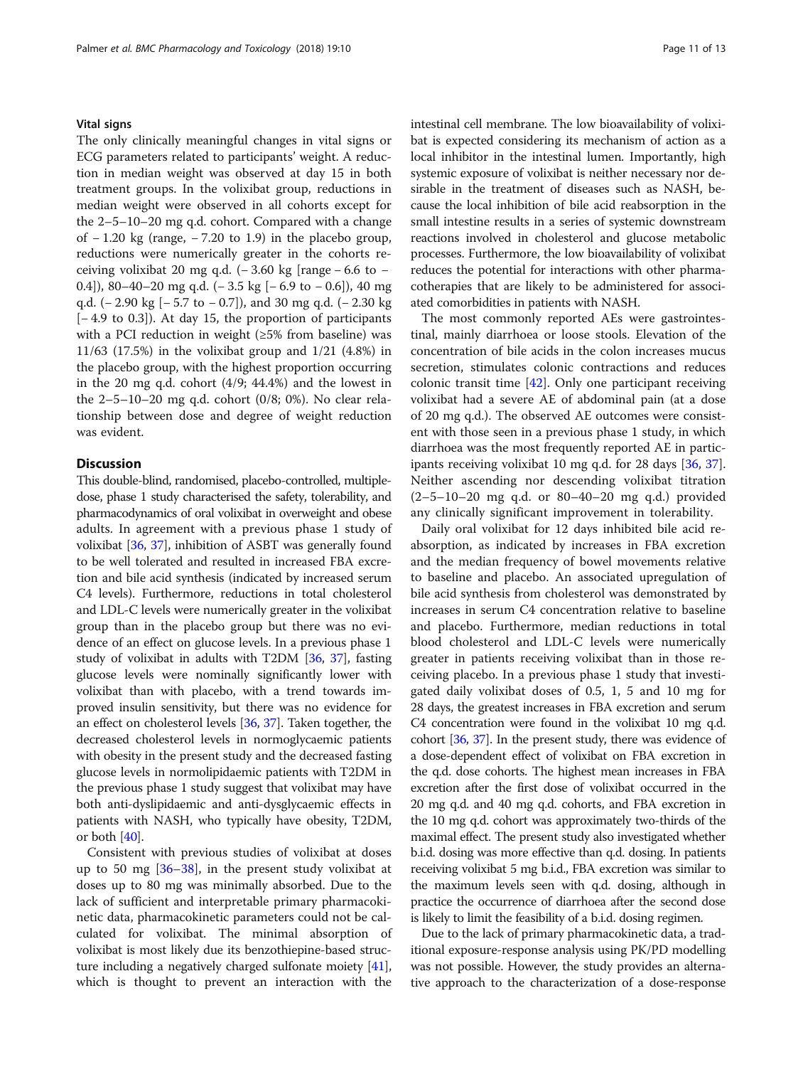### Vital signs

The only clinically meaningful changes in vital signs or ECG parameters related to participants' weight. A reduction in median weight was observed at day 15 in both treatment groups. In the volixibat group, reductions in median weight were observed in all cohorts except for the 2–5–10–20 mg q.d. cohort. Compared with a change of − 1.20 kg (range, − 7.20 to 1.9) in the placebo group, reductions were numerically greater in the cohorts receiving volixibat 20 mg q.d. (− 3.60 kg [range − 6.6 to − 0.4]), 80–40–20 mg q.d. (− 3.5 kg [− 6.9 to − 0.6]), 40 mg q.d. (− 2.90 kg [− 5.7 to − 0.7]), and 30 mg q.d. (− 2.30 kg [− 4.9 to 0.3]). At day 15, the proportion of participants with a PCI reduction in weight (≥5% from baseline) was 11/63 (17.5%) in the volixibat group and 1/21 (4.8%) in the placebo group, with the highest proportion occurring in the 20 mg q.d. cohort (4/9; 44.4%) and the lowest in the 2–5–10–20 mg q.d. cohort (0/8; 0%). No clear relationship between dose and degree of weight reduction was evident.

## Discussion

This double-blind, randomised, placebo-controlled, multiple-dose, phase 1 study characterised the safety, tolerability, and pharmacodynamics of oral volixibat in overweight and obese adults. In agreement with a previous phase 1 study of volixibat [36, 37], inhibition of ASBT was generally found to be well tolerated and resulted in increased FBA excretion and bile acid synthesis (indicated by increased serum C4 levels). Furthermore, reductions in total cholesterol and LDL-C levels were numerically greater in the volixibat group than in the placebo group but there was no evidence of an effect on glucose levels. In a previous phase 1 study of volixibat in adults with T2DM [36, 37], fasting glucose levels were nominally significantly lower with volixibat than with placebo, with a trend towards improved insulin sensitivity, but there was no evidence for an effect on cholesterol levels [36, 37]. Taken together, the decreased cholesterol levels in normoglycaemic patients with obesity in the present study and the decreased fasting glucose levels in normolipidaemic patients with T2DM in the previous phase 1 study suggest that volixibat may have both anti-dyslipidaemic and anti-dysglycaemic effects in patients with NASH, who typically have obesity, T2DM, or both [40].

Consistent with previous studies of volixibat at doses up to 50 mg [36–38], in the present study volixibat at doses up to 80 mg was minimally absorbed. Due to the lack of sufficient and interpretable primary pharmacokinetic data, pharmacokinetic parameters could not be calculated for volixibat. The minimal absorption of volixibat is most likely due its benzothiepine-based structure including a negatively charged sulfonate moiety [41], which is thought to prevent an interaction with the intestinal cell membrane. The low bioavailability of volixibat is expected considering its mechanism of action as a local inhibitor in the intestinal lumen. Importantly, high systemic exposure of volixibat is neither necessary nor desirable in the treatment of diseases such as NASH, because the local inhibition of bile acid reabsorption in the small intestine results in a series of systemic downstream reactions involved in cholesterol and glucose metabolic processes. Furthermore, the low bioavailability of volixibat reduces the potential for interactions with other pharmacotherapies that are likely to be administered for associated comorbidities in patients with NASH.

The most commonly reported AEs were gastrointestinal, mainly diarrhoea or loose stools. Elevation of the concentration of bile acids in the colon increases mucus secretion, stimulates colonic contractions and reduces colonic transit time [42]. Only one participant receiving volixibat had a severe AE of abdominal pain (at a dose of 20 mg q.d.). The observed AE outcomes were consistent with those seen in a previous phase 1 study, in which diarrhoea was the most frequently reported AE in participants receiving volixibat 10 mg q.d. for 28 days [36, 37]. Neither ascending nor descending volixibat titration (2–5–10–20 mg q.d. or 80–40–20 mg q.d.) provided any clinically significant improvement in tolerability.

Daily oral volixibat for 12 days inhibited bile acid reabsorption, as indicated by increases in FBA excretion and the median frequency of bowel movements relative to baseline and placebo. An associated upregulation of bile acid synthesis from cholesterol was demonstrated by increases in serum C4 concentration relative to baseline and placebo. Furthermore, median reductions in total blood cholesterol and LDL-C levels were numerically greater in patients receiving volixibat than in those receiving placebo. In a previous phase 1 study that investigated daily volixibat doses of 0.5, 1, 5 and 10 mg for 28 days, the greatest increases in FBA excretion and serum C4 concentration were found in the volixibat 10 mg q.d. cohort [36, 37]. In the present study, there was evidence of a dose-dependent effect of volixibat on FBA excretion in the q.d. dose cohorts. The highest mean increases in FBA excretion after the first dose of volixibat occurred in the 20 mg q.d. and 40 mg q.d. cohorts, and FBA excretion in the 10 mg q.d. cohort was approximately two-thirds of the maximal effect. The present study also investigated whether b.i.d. dosing was more effective than q.d. dosing. In patients receiving volixibat 5 mg b.i.d., FBA excretion was similar to the maximum levels seen with q.d. dosing, although in practice the occurrence of diarrhoea after the second dose is likely to limit the feasibility of a b.i.d. dosing regimen.

Due to the lack of primary pharmacokinetic data, a traditional exposure-response analysis using PK/PD modelling was not possible. However, the study provides an alternative approach to the characterization of a dose-response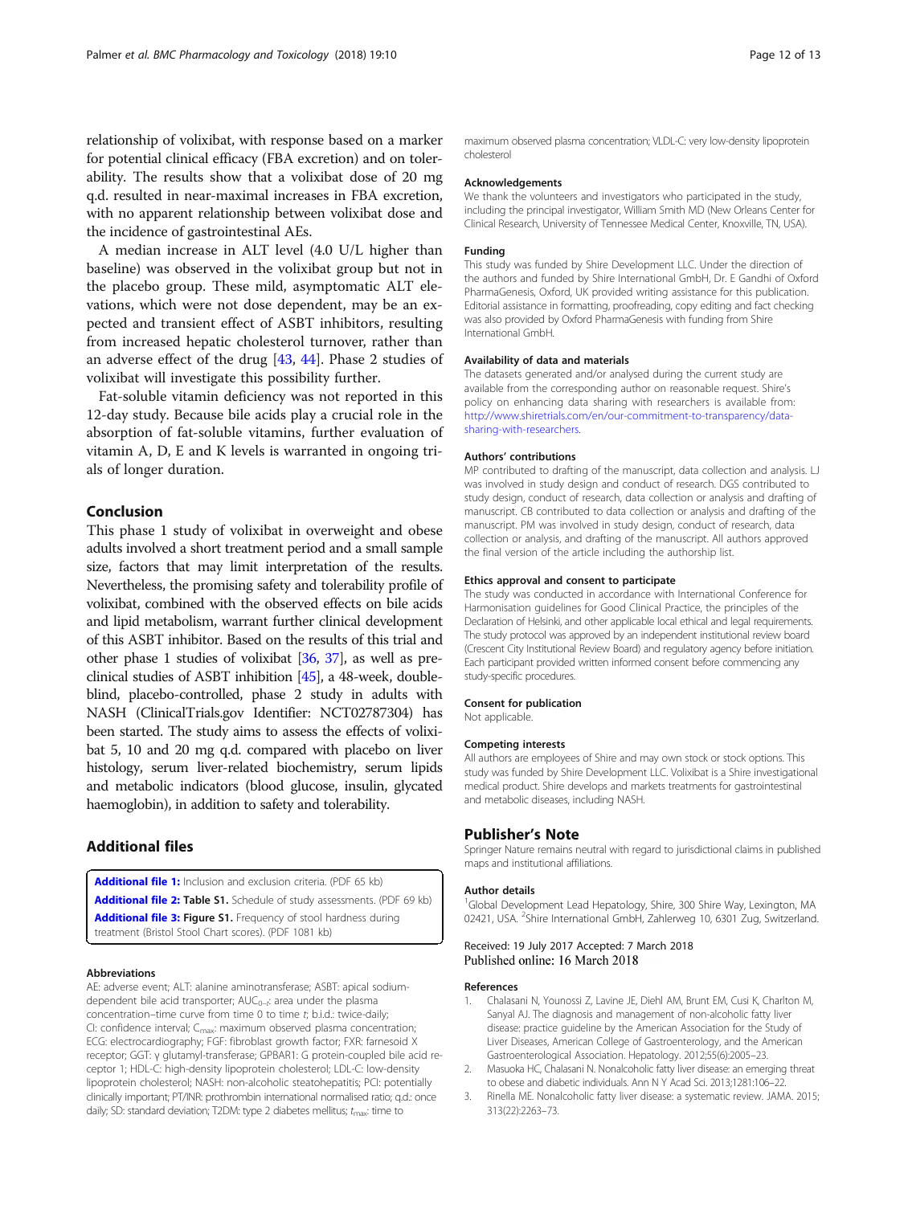relationship of volixibat, with response based on a marker for potential clinical efficacy (FBA excretion) and on tolerability. The results show that a volixibat dose of 20 mg q.d. resulted in near-maximal increases in FBA excretion, with no apparent relationship between volixibat dose and the incidence of gastrointestinal AEs.

A median increase in ALT level (4.0 U/L higher than baseline) was observed in the volixibat group but not in the placebo group. These mild, asymptomatic ALT elevations, which were not dose dependent, may be an expected and transient effect of ASBT inhibitors, resulting from increased hepatic cholesterol turnover, rather than an adverse effect of the drug [43, 44]. Phase 2 studies of volixibat will investigate this possibility further.

Fat-soluble vitamin deficiency was not reported in this 12-day study. Because bile acids play a crucial role in the absorption of fat-soluble vitamins, further evaluation of vitamin A, D, E and K levels is warranted in ongoing trials of longer duration.

## Conclusion

This phase 1 study of volixibat in overweight and obese adults involved a short treatment period and a small sample size, factors that may limit interpretation of the results. Nevertheless, the promising safety and tolerability profile of volixibat, combined with the observed effects on bile acids and lipid metabolism, warrant further clinical development of this ASBT inhibitor. Based on the results of this trial and other phase 1 studies of volixibat [36, 37], as well as preclinical studies of ASBT inhibition [45], a 48-week, double-blind, placebo-controlled, phase 2 study in adults with NASH (ClinicalTrials.gov Identifier: NCT02787304) has been started. The study aims to assess the effects of volixibat 5, 10 and 20 mg q.d. compared with placebo on liver histology, serum liver-related biochemistry, serum lipids and metabolic indicators (blood glucose, insulin, glycated haemoglobin), in addition to safety and tolerability.

## Additional files

**Additional file 1:** Inclusion and exclusion criteria. (PDF 65 kb)
**Additional file 2: Table S1.** Schedule of study assessments. (PDF 69 kb)
**Additional file 3: Figure S1.** Frequency of stool hardness during treatment (Bristol Stool Chart scores). (PDF 1081 kb)

#### Abbreviations

AE: adverse event; ALT: alanine aminotransferase; ASBT: apical sodium-dependent bile acid transporter; $AUC_{0-t}$: area under the plasma concentration–time curve from time 0 to time *t*; b.i.d.: twice-daily; CI: confidence interval; $C_{max}$: maximum observed plasma concentration; ECG: electrocardiography; FGF: fibroblast growth factor; FXR: farnesoid X receptor; GGT: γ glutamyl-transferase; GPBAR1: G protein-coupled bile acid receptor 1; HDL-C: high-density lipoprotein cholesterol; LDL-C: low-density lipoprotein cholesterol; NASH: non-alcoholic steatohepatitis; PCI: potentially clinically important; PT/INR: prothrombin international normalised ratio; q.d.: once daily; SD: standard deviation; T2DM: type 2 diabetes mellitus; $t_{max}$: time to maximum observed plasma concentration; VLDL-C: very low-density lipoprotein cholesterol

#### Acknowledgements

We thank the volunteers and investigators who participated in the study, including the principal investigator, William Smith MD (New Orleans Center for Clinical Research, University of Tennessee Medical Center, Knoxville, TN, USA).

#### Funding

This study was funded by Shire Development LLC. Under the direction of the authors and funded by Shire International GmbH, Dr. E Gandhi of Oxford PharmaGenesis, Oxford, UK provided writing assistance for this publication. Editorial assistance in formatting, proofreading, copy editing and fact checking was also provided by Oxford PharmaGenesis with funding from Shire International GmbH.

#### Availability of data and materials

The datasets generated and/or analysed during the current study are available from the corresponding author on reasonable request. Shire's policy on enhancing data sharing with researchers is available from: http://www.shiretrials.com/en/our-commitment-to-transparency/data-sharing-with-researchers.

#### Authors' contributions

MP contributed to drafting of the manuscript, data collection and analysis. LJ was involved in study design and conduct of research. DGS contributed to study design, conduct of research, data collection or analysis and drafting of manuscript. CB contributed to data collection or analysis and drafting of the manuscript. PM was involved in study design, conduct of research, data collection or analysis, and drafting of the manuscript. All authors approved the final version of the article including the authorship list.

#### Ethics approval and consent to participate

The study was conducted in accordance with International Conference for Harmonisation guidelines for Good Clinical Practice, the principles of the Declaration of Helsinki, and other applicable local ethical and legal requirements. The study protocol was approved by an independent institutional review board (Crescent City Institutional Review Board) and regulatory agency before initiation. Each participant provided written informed consent before commencing any study-specific procedures.

#### Consent for publication

Not applicable.

#### Competing interests

All authors are employees of Shire and may own stock or stock options. This study was funded by Shire Development LLC. Volixibat is a Shire investigational medical product. Shire develops and markets treatments for gastrointestinal and metabolic diseases, including NASH.

## Publisher's Note

Springer Nature remains neutral with regard to jurisdictional claims in published maps and institutional affiliations.

#### Author details

[1]Global Development Lead Hepatology, Shire, 300 Shire Way, Lexington, MA 02421, USA. [2]Shire International GmbH, Zahlerweg 10, 6301 Zug, Switzerland.

Received: 19 July 2017 Accepted: 7 March 2018
Published online: 16 March 2018

#### References

1. Chalasani N, Younossi Z, Lavine JE, Diehl AM, Brunt EM, Cusi K, Charlton M, Sanyal AJ. The diagnosis and management of non-alcoholic fatty liver disease: practice guideline by the American Association for the Study of Liver Diseases, American College of Gastroenterology, and the American Gastroenterological Association. Hepatology. 2012;55(6):2005–23.
2. Masuoka HC, Chalasani N. Nonalcoholic fatty liver disease: an emerging threat to obese and diabetic individuals. Ann N Y Acad Sci. 2013;1281:106–22.
3. Rinella ME. Nonalcoholic fatty liver disease: a systematic review. JAMA. 2015; 313(22):2263–73.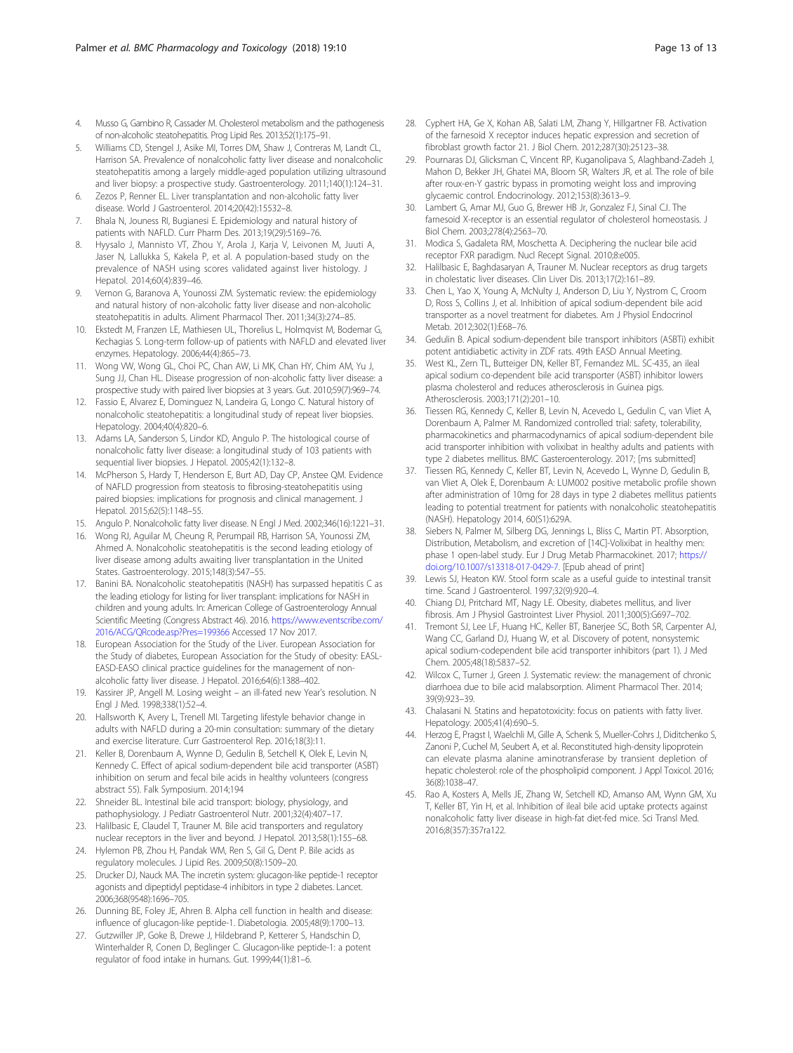4. Musso G, Gambino R, Cassader M. Cholesterol metabolism and the pathogenesis of non-alcoholic steatohepatitis. Prog Lipid Res. 2013;52(1):175–91.
5. Williams CD, Stengel J, Asike MI, Torres DM, Shaw J, Contreras M, Landt CL, Harrison SA. Prevalence of nonalcoholic fatty liver disease and nonalcoholic steatohepatitis among a largely middle-aged population utilizing ultrasound and liver biopsy: a prospective study. Gastroenterology. 2011;140(1):124–31.
6. Zezos P, Renner EL. Liver transplantation and non-alcoholic fatty liver disease. World J Gastroenterol. 2014;20(42):15532–8.
7. Bhala N, Jouness RI, Bugianesi E. Epidemiology and natural history of patients with NAFLD. Curr Pharm Des. 2013;19(29):5169–76.
8. Hyysalo J, Mannisto VT, Zhou Y, Arola J, Karja V, Leivonen M, Juuti A, Jaser N, Lallukka S, Kakela P, et al. A population-based study on the prevalence of NASH using scores validated against liver histology. J Hepatol. 2014;60(4):839–46.
9. Vernon G, Baranova A, Younossi ZM. Systematic review: the epidemiology and natural history of non-alcoholic fatty liver disease and non-alcoholic steatohepatitis in adults. Aliment Pharmacol Ther. 2011;34(3):274–85.
10. Ekstedt M, Franzen LE, Mathiesen UL, Thorelius L, Holmqvist M, Bodemar G, Kechagias S. Long-term follow-up of patients with NAFLD and elevated liver enzymes. Hepatology. 2006;44(4):865–73.
11. Wong VW, Wong GL, Choi PC, Chan AW, Li MK, Chan HY, Chim AM, Yu J, Sung JJ, Chan HL. Disease progression of non-alcoholic fatty liver disease: a prospective study with paired liver biopsies at 3 years. Gut. 2010;59(7):969–74.
12. Fassio E, Alvarez E, Dominguez N, Landeira G, Longo C. Natural history of nonalcoholic steatohepatitis: a longitudinal study of repeat liver biopsies. Hepatology. 2004;40(4):820–6.
13. Adams LA, Sanderson S, Lindor KD, Angulo P. The histological course of nonalcoholic fatty liver disease: a longitudinal study of 103 patients with sequential liver biopsies. J Hepatol. 2005;42(1):132–8.
14. McPherson S, Hardy T, Henderson E, Burt AD, Day CP, Anstee QM. Evidence of NAFLD progression from steatosis to fibrosing-steatohepatitis using paired biopsies: implications for prognosis and clinical management. J Hepatol. 2015;62(5):1148–55.
15. Angulo P. Nonalcoholic fatty liver disease. N Engl J Med. 2002;346(16):1221–31.
16. Wong RJ, Aguilar M, Cheung R, Perumpail RB, Harrison SA, Younossi ZM, Ahmed A. Nonalcoholic steatohepatitis is the second leading etiology of liver disease among adults awaiting liver transplantation in the United States. Gastroenterology. 2015;148(3):547–55.
17. Banini BA. Nonalcoholic steatohepatitis (NASH) has surpassed hepatitis C as the leading etiology for listing for liver transplant: implications for NASH in children and young adults. In: American College of Gastroenterology Annual Scientific Meeting (Congress Abstract 46). 2016. https://www.eventscribe.com/2016/ACG/QRcode.asp?Pres=199366 Accessed 17 Nov 2017.
18. European Association for the Study of the Liver. European Association for the Study of diabetes, European Association for the Study of obesity: EASL-EASD-EASO clinical practice guidelines for the management of non-alcoholic fatty liver disease. J Hepatol. 2016;64(6):1388–402.
19. Kassirer JP, Angell M. Losing weight – an ill-fated new Year's resolution. N Engl J Med. 1998;338(1):52–4.
20. Hallsworth K, Avery L, Trenell MI. Targeting lifestyle behavior change in adults with NAFLD during a 20-min consultation: summary of the dietary and exercise literature. Curr Gastroenterol Rep. 2016;18(3):11.
21. Keller B, Dorenbaum A, Wynne D, Gedulin B, Setchell K, Olek E, Levin N, Kennedy C. Effect of apical sodium-dependent bile acid transporter (ASBT) inhibition on serum and fecal bile acids in healthy volunteers (congress abstract 55). Falk Symposium. 2014;194
22. Shneider BL. Intestinal bile acid transport: biology, physiology, and pathophysiology. J Pediatr Gastroenterol Nutr. 2001;32(4):407–17.
23. Halilbasic E, Claudel T, Trauner M. Bile acid transporters and regulatory nuclear receptors in the liver and beyond. J Hepatol. 2013;58(1):155–68.
24. Hylemon PB, Zhou H, Pandak WM, Ren S, Gil G, Dent P. Bile acids as regulatory molecules. J Lipid Res. 2009;50(8):1509–20.
25. Drucker DJ, Nauck MA. The incretin system: glucagon-like peptide-1 receptor agonists and dipeptidyl peptidase-4 inhibitors in type 2 diabetes. Lancet. 2006;368(9548):1696–705.
26. Dunning BE, Foley JE, Ahren B. Alpha cell function in health and disease: influence of glucagon-like peptide-1. Diabetologia. 2005;48(9):1700–13.
27. Gutzwiller JP, Goke B, Drewe J, Hildebrand P, Ketterer S, Handschin D, Winterhalder R, Conen D, Beglinger C. Glucagon-like peptide-1: a potent regulator of food intake in humans. Gut. 1999;44(1):81–6.
28. Cyphert HA, Ge X, Kohan AB, Salati LM, Zhang Y, Hillgartner FB. Activation of the farnesoid X receptor induces hepatic expression and secretion of fibroblast growth factor 21. J Biol Chem. 2012;287(30):25123–38.
29. Pournaras DJ, Glicksman C, Vincent RP, Kuganolipava S, Alaghband-Zadeh J, Mahon D, Bekker JH, Ghatei MA, Bloom SR, Walters JR, et al. The role of bile after roux-en-Y gastric bypass in promoting weight loss and improving glycaemic control. Endocrinology. 2012;153(8):3613–9.
30. Lambert G, Amar MJ, Guo G, Brewer HB Jr, Gonzalez FJ, Sinal CJ. The farnesoid X-receptor is an essential regulator of cholesterol homeostasis. J Biol Chem. 2003;278(4):2563–70.
31. Modica S, Gadaleta RM, Moschetta A. Deciphering the nuclear bile acid receptor FXR paradigm. Nucl Recept Signal. 2010;8:e005.
32. Halilbasic E, Baghdasaryan A, Trauner M. Nuclear receptors as drug targets in cholestatic liver diseases. Clin Liver Dis. 2013;17(2):161–89.
33. Chen L, Yao X, Young A, McNulty J, Anderson D, Liu Y, Nystrom C, Croom D, Ross S, Collins J, et al. Inhibition of apical sodium-dependent bile acid transporter as a novel treatment for diabetes. Am J Physiol Endocrinol Metab. 2012;302(1):E68–76.
34. Gedulin B. Apical sodium-dependent bile transport inhibitors (ASBTi) exhibit potent antidiabetic activity in ZDF rats. 49th EASD Annual Meeting.
35. West KL, Zern TL, Butteiger DN, Keller BT, Fernandez ML. SC-435, an ileal apical sodium co-dependent bile acid transporter (ASBT) inhibitor lowers plasma cholesterol and reduces atherosclerosis in Guinea pigs. Atherosclerosis. 2003;171(2):201–10.
36. Tiessen RG, Kennedy C, Keller B, Levin N, Acevedo L, Gedulin C, van Vliet A, Dorenbaum A, Palmer M. Randomized controlled trial: safety, tolerability, pharmacokinetics and pharmacodynamics of apical sodium-dependent bile acid transporter inhibition with volixibat in healthy adults and patients with type 2 diabetes mellitus. BMC Gasteroenterology. 2017; [ms submitted]
37. Tiessen RG, Kennedy C, Keller BT, Levin N, Acevedo L, Wynne D, Gedulin B, van Vliet A, Olek E, Dorenbaum A: LUM002 positive metabolic profile shown after administration of 10mg for 28 days in type 2 diabetes mellitus patients leading to potential treatment for patients with nonalcoholic steatohepatitis (NASH). Hepatology 2014, 60(S1):629A.
38. Siebers N, Palmer M, Silberg DG, Jennings L, Bliss C, Martin PT. Absorption, Distribution, Metabolism, and excretion of [14C]-Volixibat in healthy men: phase 1 open-label study. Eur J Drug Metab Pharmacokinet. 2017; https://doi.org/10.1007/s13318-017-0429-7. [Epub ahead of print]
39. Lewis SJ, Heaton KW. Stool form scale as a useful guide to intestinal transit time. Scand J Gastroenterol. 1997;32(9):920–4.
40. Chiang DJ, Pritchard MT, Nagy LE. Obesity, diabetes mellitus, and liver fibrosis. Am J Physiol Gastrointest Liver Physiol. 2011;300(5):G697–702.
41. Tremont SJ, Lee LF, Huang HC, Keller BT, Banerjee SC, Both SR, Carpenter AJ, Wang CC, Garland DJ, Huang W, et al. Discovery of potent, nonsystemic apical sodium-codependent bile acid transporter inhibitors (part 1). J Med Chem. 2005;48(18):5837–52.
42. Wilcox C, Turner J, Green J. Systematic review: the management of chronic diarrhoea due to bile acid malabsorption. Aliment Pharmacol Ther. 2014; 39(9):923–39.
43. Chalasani N. Statins and hepatotoxicity: focus on patients with fatty liver. Hepatology. 2005;41(4):690–5.
44. Herzog E, Pragst I, Waelchli M, Gille A, Schenk S, Mueller-Cohrs J, Diditchenko S, Zanoni P, Cuchel M, Seubert A, et al. Reconstituted high-density lipoprotein can elevate plasma alanine aminotransferase by transient depletion of hepatic cholesterol: role of the phospholipid component. J Appl Toxicol. 2016; 36(8):1038–47.
45. Rao A, Kosters A, Mells JE, Zhang W, Setchell KD, Amanso AM, Wynn GM, Xu T, Keller BT, Yin H, et al. Inhibition of ileal bile acid uptake protects against nonalcoholic fatty liver disease in high-fat diet-fed mice. Sci Transl Med. 2016;8(357):357ra122.